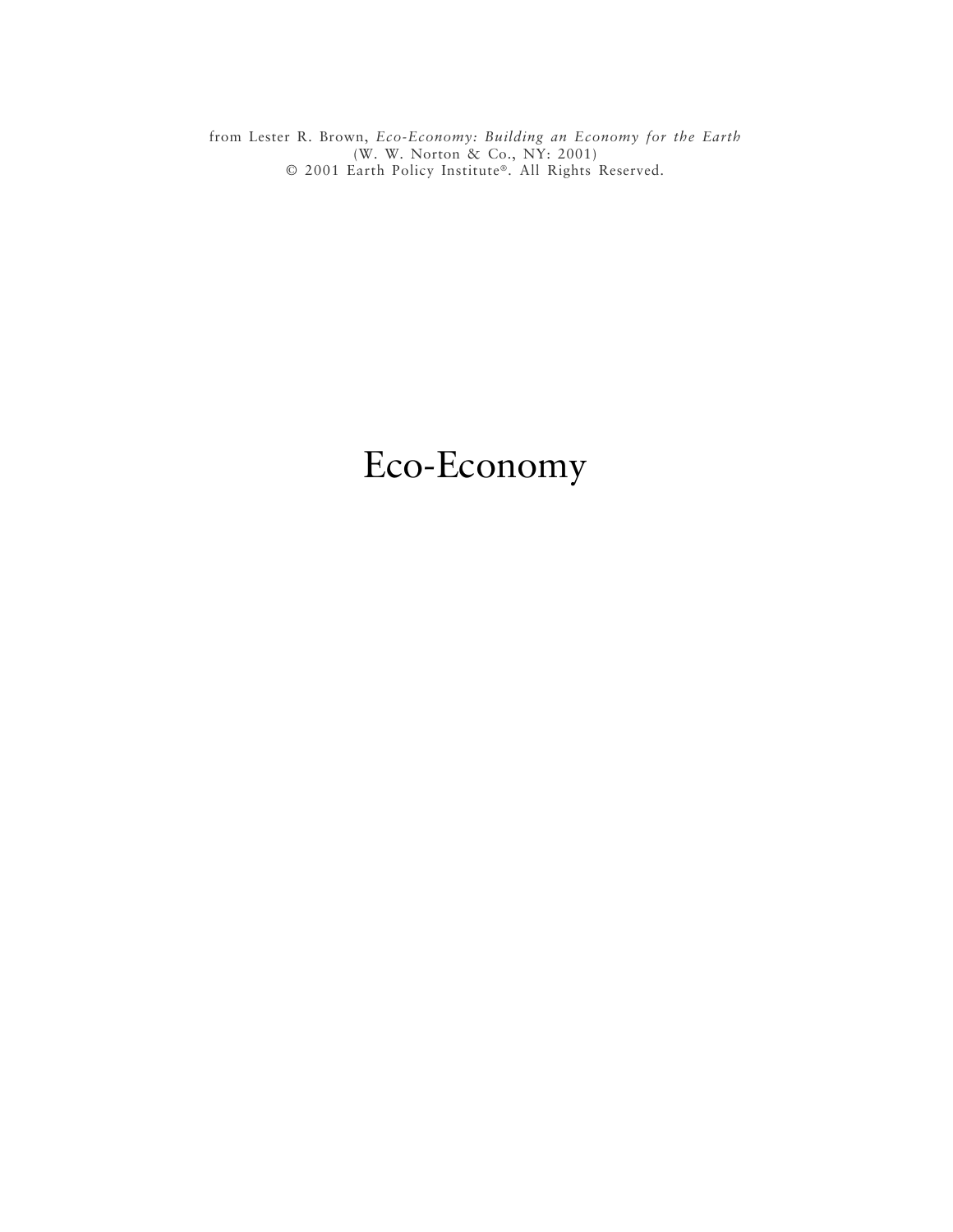from Lester R. Brown, *Eco-Economy: Building an Economy for the Earth*
(W. W. Norton & Co., NY: 2001)
© 2001 Earth Policy Institute®. All Rights Reserved.

# Eco-Economy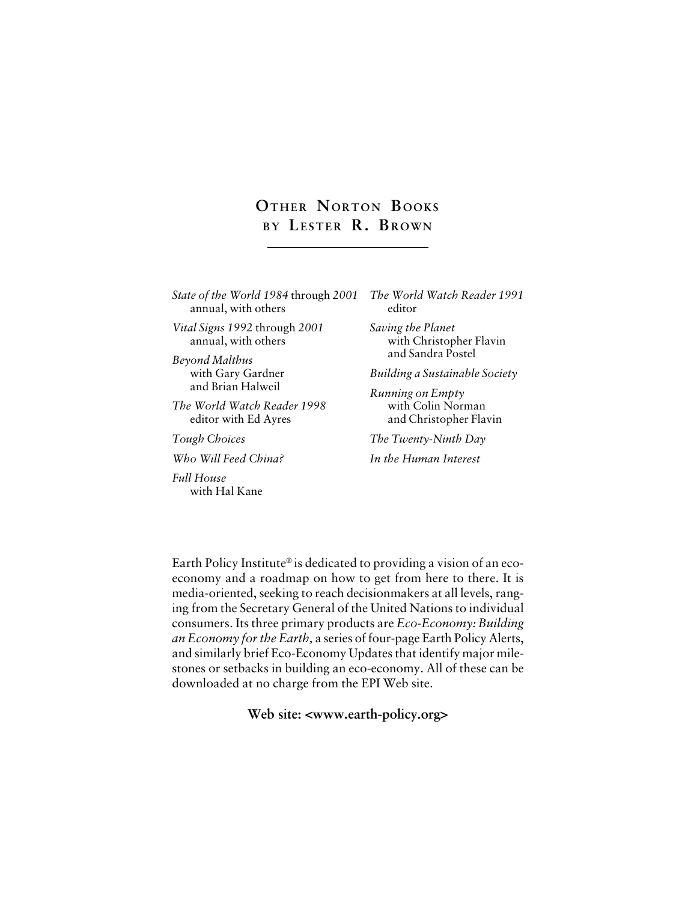## OTHER NORTON BOOKS BY LESTER R. BROWN

*State of the World 1984* through *2001*
annual, with others

*Vital Signs 1992* through *2001*
annual, with others

*Beyond Malthus*
with Gary Gardner and Brian Halweil

*The World Watch Reader 1998*
editor with Ed Ayres

*Tough Choices*

*Who Will Feed China?*

*Full House*
with Hal Kane

*The World Watch Reader 1991*
editor

*Saving the Planet*
with Christopher Flavin and Sandra Postel

*Building a Sustainable Society*

*Running on Empty*
with Colin Norman and Christopher Flavin

*The Twenty-Ninth Day*

*In the Human Interest*

Earth Policy Institute® is dedicated to providing a vision of an eco-economy and a roadmap on how to get from here to there. It is media-oriented, seeking to reach decisionmakers at all levels, ranging from the Secretary General of the United Nations to individual consumers. Its three primary products are *Eco-Economy: Building an Economy for the Earth,* a series of four-page Earth Policy Alerts, and similarly brief Eco-Economy Updates that identify major milestones or setbacks in building an eco-economy. All of these can be downloaded at no charge from the EPI Web site.

**Web site: <www.earth-policy.org>**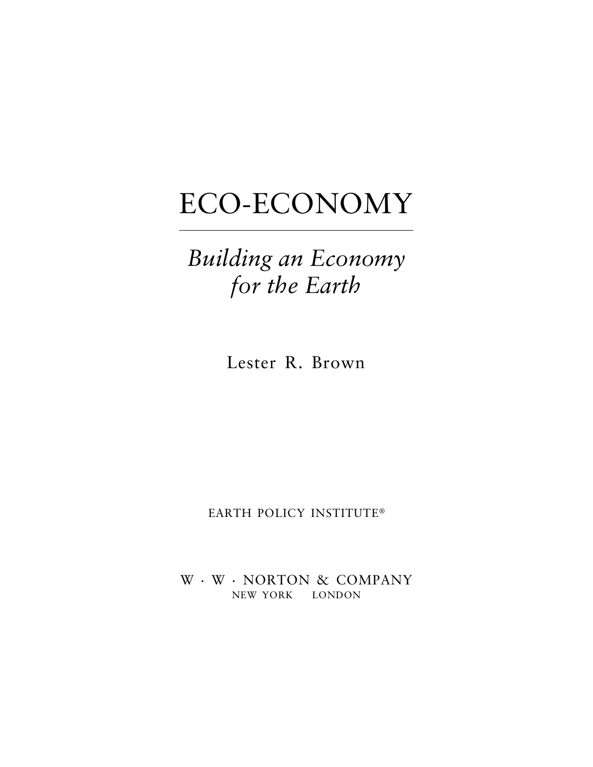# ECO-ECONOMY

## *Building an Economy for the Earth*

Lester R. Brown

EARTH POLICY INSTITUTE®

W · W · NORTON & COMPANY
NEW YORK LONDON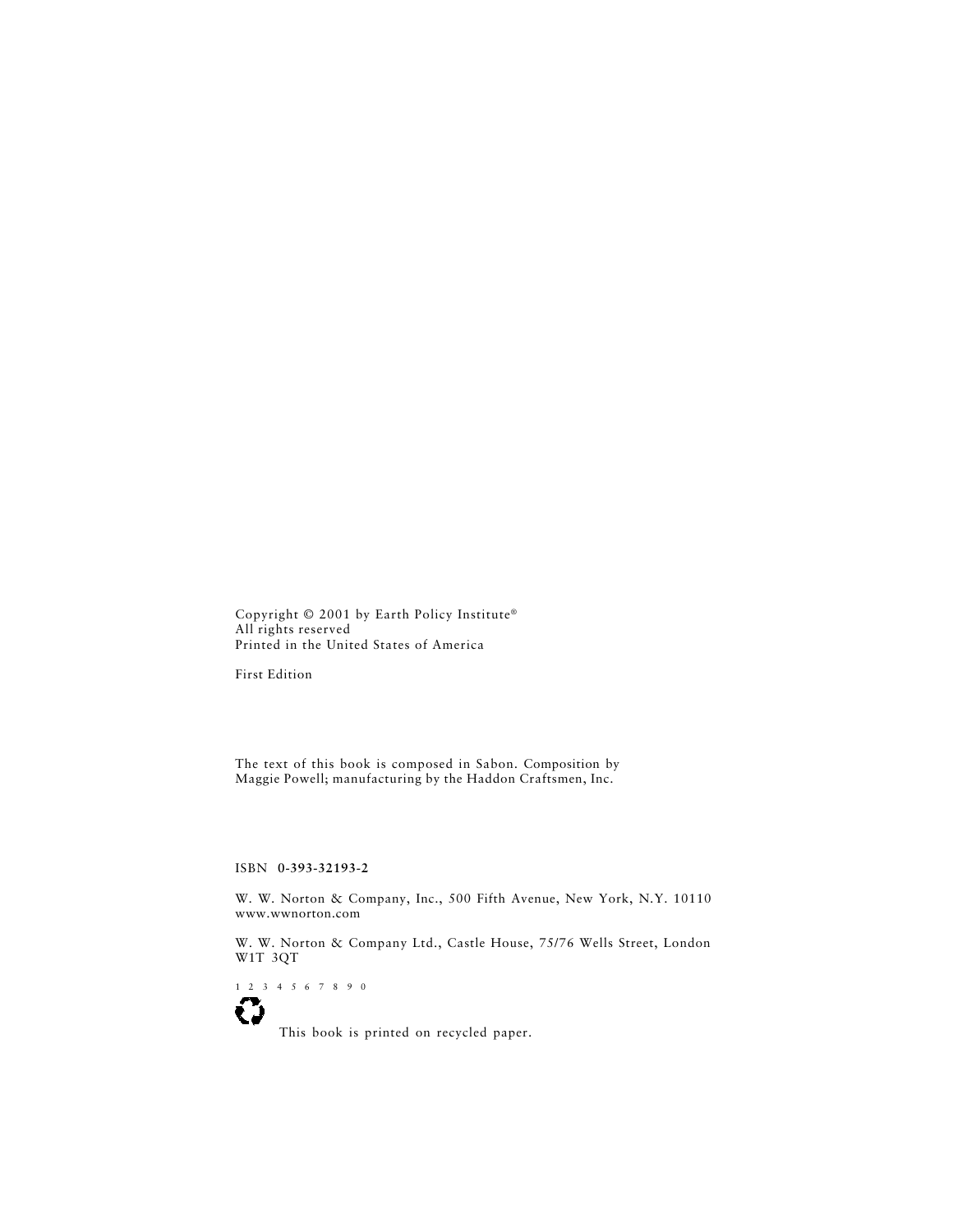Copyright © 2001 by Earth Policy Institute®
All rights reserved
Printed in the United States of America

First Edition

The text of this book is composed in Sabon. Composition by
Maggie Powell; manufacturing by the Haddon Craftsmen, Inc.

ISBN **0-393-32193-2**

W. W. Norton & Company, Inc., 500 Fifth Avenue, New York, N.Y. 10110
www.wwnorton.com

W. W. Norton & Company Ltd., Castle House, 75/76 Wells Street, London
W1T 3QT

1 2 3 4 5 6 7 8 9 0

This book is printed on recycled paper.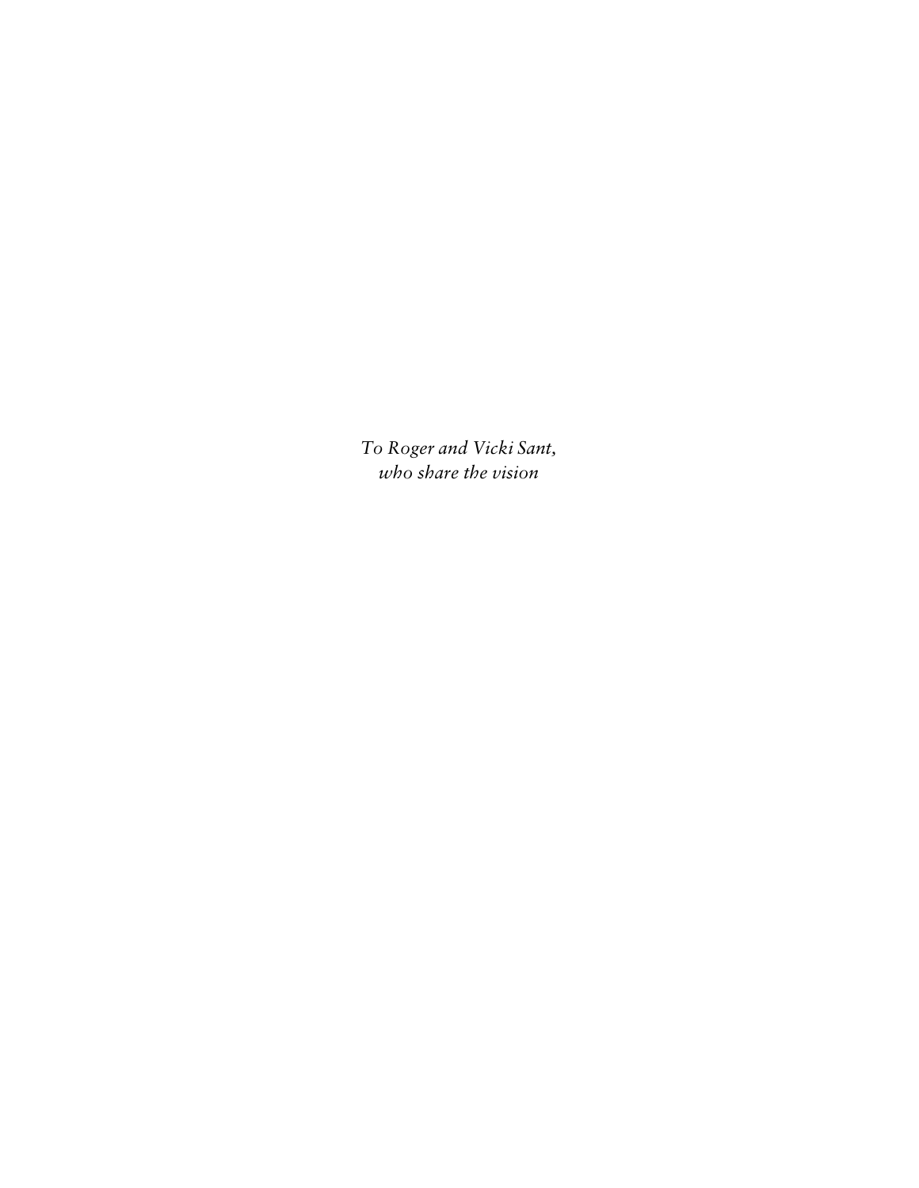*To Roger and Vicki Sant,*
*who share the vision*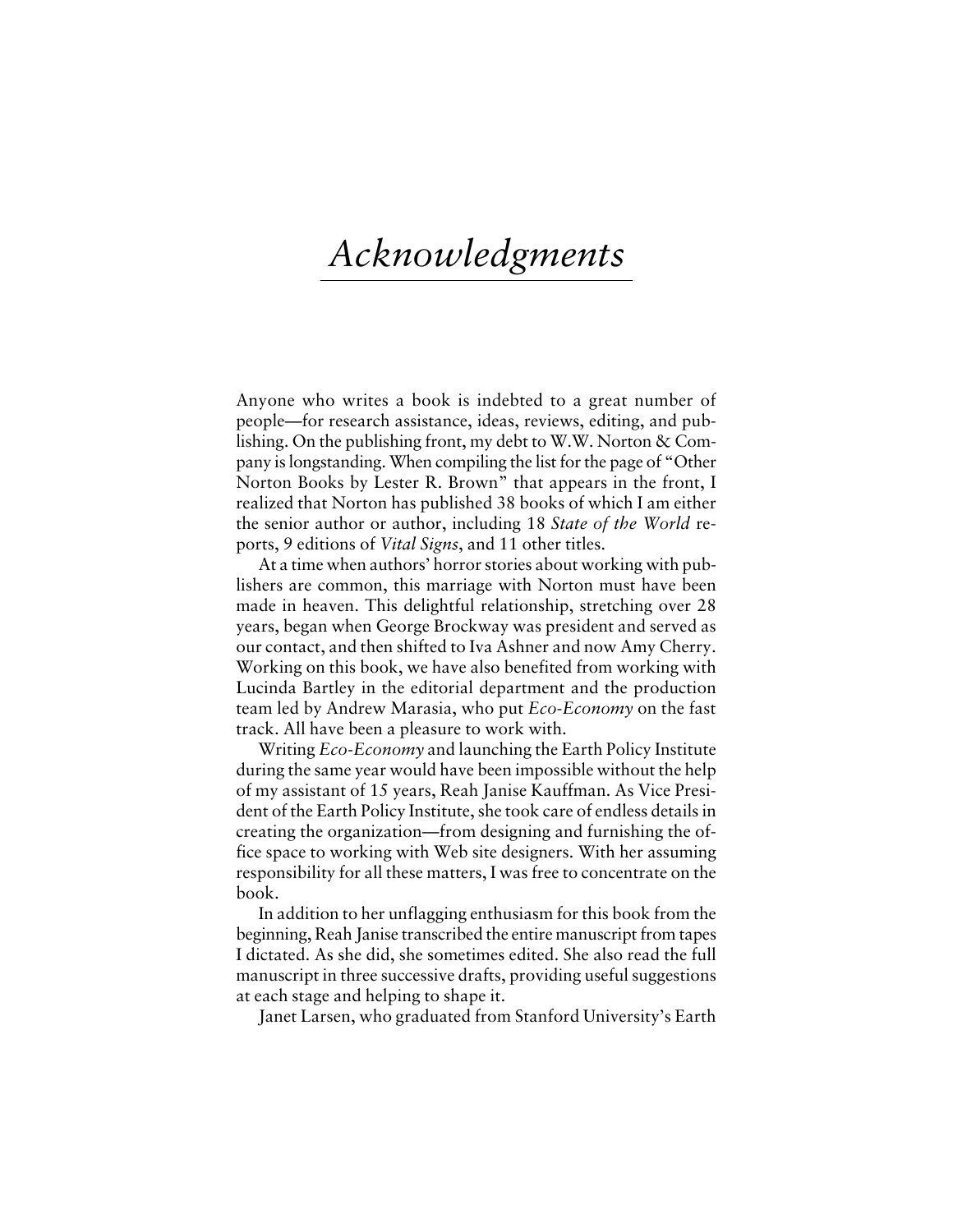# *Acknowledgments*

Anyone who writes a book is indebted to a great number of people—for research assistance, ideas, reviews, editing, and publishing. On the publishing front, my debt to W.W. Norton & Company is longstanding. When compiling the list for the page of "Other Norton Books by Lester R. Brown" that appears in the front, I realized that Norton has published 38 books of which I am either the senior author or author, including 18 *State of the World* reports, 9 editions of *Vital Signs*, and 11 other titles.

At a time when authors' horror stories about working with publishers are common, this marriage with Norton must have been made in heaven. This delightful relationship, stretching over 28 years, began when George Brockway was president and served as our contact, and then shifted to Iva Ashner and now Amy Cherry. Working on this book, we have also benefited from working with Lucinda Bartley in the editorial department and the production team led by Andrew Marasia, who put *Eco-Economy* on the fast track. All have been a pleasure to work with.

Writing *Eco-Economy* and launching the Earth Policy Institute during the same year would have been impossible without the help of my assistant of 15 years, Reah Janise Kauffman. As Vice President of the Earth Policy Institute, she took care of endless details in creating the organization—from designing and furnishing the office space to working with Web site designers. With her assuming responsibility for all these matters, I was free to concentrate on the book.

In addition to her unflagging enthusiasm for this book from the beginning, Reah Janise transcribed the entire manuscript from tapes I dictated. As she did, she sometimes edited. She also read the full manuscript in three successive drafts, providing useful suggestions at each stage and helping to shape it.

Janet Larsen, who graduated from Stanford University's Earth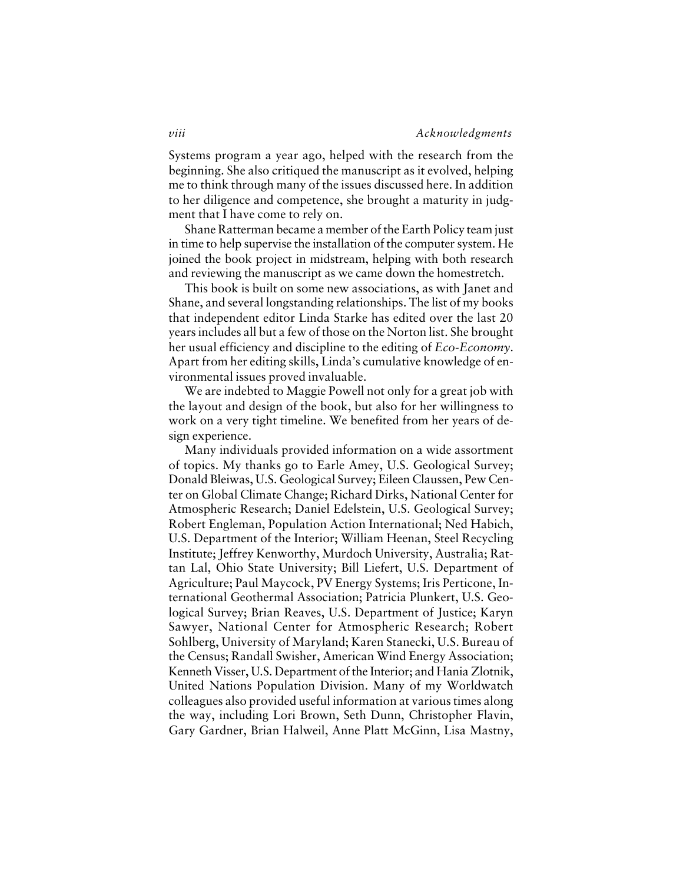Systems program a year ago, helped with the research from the beginning. She also critiqued the manuscript as it evolved, helping me to think through many of the issues discussed here. In addition to her diligence and competence, she brought a maturity in judgment that I have come to rely on.

Shane Ratterman became a member of the Earth Policy team just in time to help supervise the installation of the computer system. He joined the book project in midstream, helping with both research and reviewing the manuscript as we came down the homestretch.

This book is built on some new associations, as with Janet and Shane, and several longstanding relationships. The list of my books that independent editor Linda Starke has edited over the last 20 years includes all but a few of those on the Norton list. She brought her usual efficiency and discipline to the editing of *Eco-Economy*. Apart from her editing skills, Linda's cumulative knowledge of environmental issues proved invaluable.

We are indebted to Maggie Powell not only for a great job with the layout and design of the book, but also for her willingness to work on a very tight timeline. We benefited from her years of design experience.

Many individuals provided information on a wide assortment of topics. My thanks go to Earle Amey, U.S. Geological Survey; Donald Bleiwas, U.S. Geological Survey; Eileen Claussen, Pew Center on Global Climate Change; Richard Dirks, National Center for Atmospheric Research; Daniel Edelstein, U.S. Geological Survey; Robert Engleman, Population Action International; Ned Habich, U.S. Department of the Interior; William Heenan, Steel Recycling Institute; Jeffrey Kenworthy, Murdoch University, Australia; Rattan Lal, Ohio State University; Bill Liefert, U.S. Department of Agriculture; Paul Maycock, PV Energy Systems; Iris Perticone, International Geothermal Association; Patricia Plunkert, U.S. Geological Survey; Brian Reaves, U.S. Department of Justice; Karyn Sawyer, National Center for Atmospheric Research; Robert Sohlberg, University of Maryland; Karen Stanecki, U.S. Bureau of the Census; Randall Swisher, American Wind Energy Association; Kenneth Visser, U.S. Department of the Interior; and Hania Zlotnik, United Nations Population Division. Many of my Worldwatch colleagues also provided useful information at various times along the way, including Lori Brown, Seth Dunn, Christopher Flavin, Gary Gardner, Brian Halweil, Anne Platt McGinn, Lisa Mastny,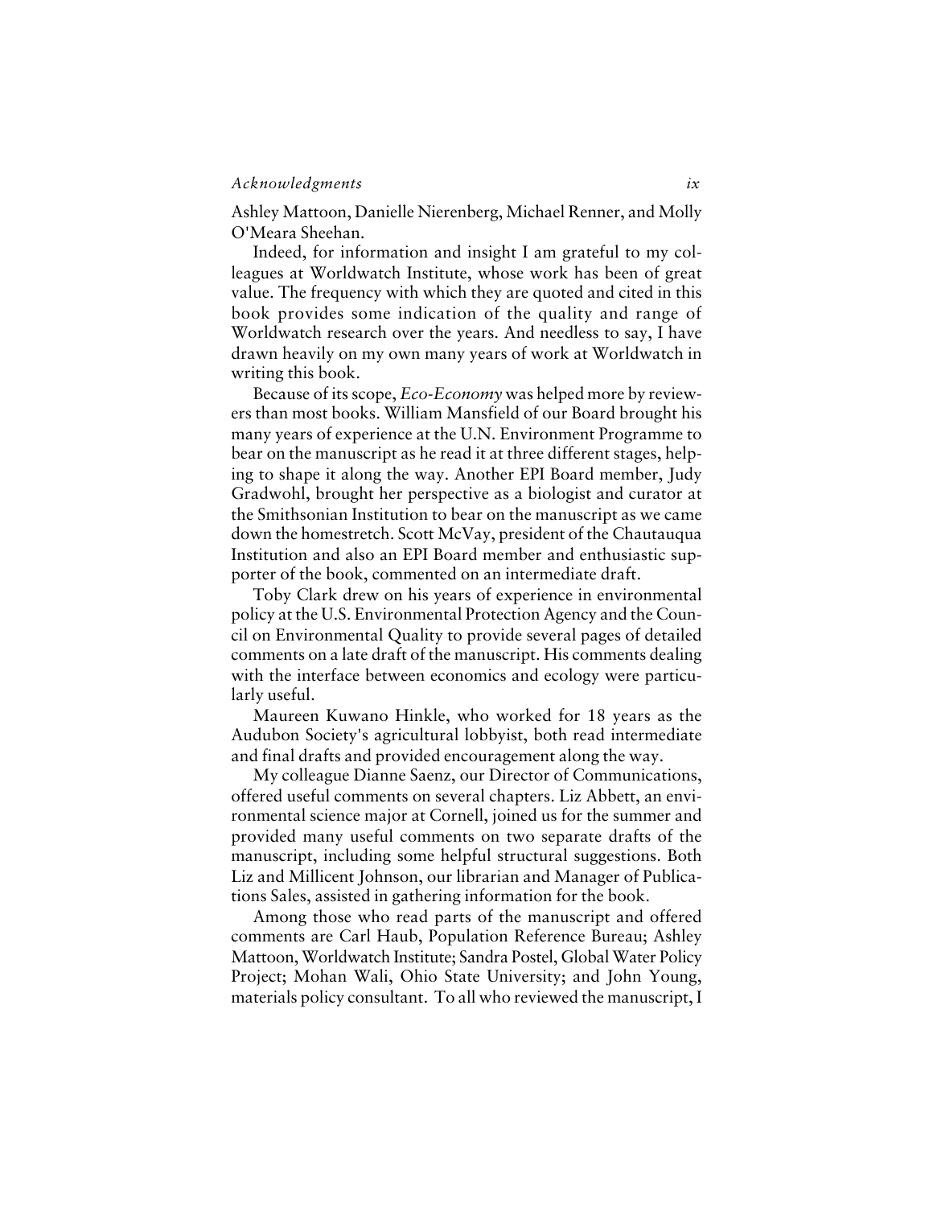Ashley Mattoon, Danielle Nierenberg, Michael Renner, and Molly O'Meara Sheehan.

Indeed, for information and insight I am grateful to my colleagues at Worldwatch Institute, whose work has been of great value. The frequency with which they are quoted and cited in this book provides some indication of the quality and range of Worldwatch research over the years. And needless to say, I have drawn heavily on my own many years of work at Worldwatch in writing this book.

Because of its scope, *Eco-Economy* was helped more by reviewers than most books. William Mansfield of our Board brought his many years of experience at the U.N. Environment Programme to bear on the manuscript as he read it at three different stages, helping to shape it along the way. Another EPI Board member, Judy Gradwohl, brought her perspective as a biologist and curator at the Smithsonian Institution to bear on the manuscript as we came down the homestretch. Scott McVay, president of the Chautauqua Institution and also an EPI Board member and enthusiastic supporter of the book, commented on an intermediate draft.

Toby Clark drew on his years of experience in environmental policy at the U.S. Environmental Protection Agency and the Council on Environmental Quality to provide several pages of detailed comments on a late draft of the manuscript. His comments dealing with the interface between economics and ecology were particularly useful.

Maureen Kuwano Hinkle, who worked for 18 years as the Audubon Society's agricultural lobbyist, both read intermediate and final drafts and provided encouragement along the way.

My colleague Dianne Saenz, our Director of Communications, offered useful comments on several chapters. Liz Abbett, an environmental science major at Cornell, joined us for the summer and provided many useful comments on two separate drafts of the manuscript, including some helpful structural suggestions. Both Liz and Millicent Johnson, our librarian and Manager of Publications Sales, assisted in gathering information for the book.

Among those who read parts of the manuscript and offered comments are Carl Haub, Population Reference Bureau; Ashley Mattoon, Worldwatch Institute; Sandra Postel, Global Water Policy Project; Mohan Wali, Ohio State University; and John Young, materials policy consultant. To all who reviewed the manuscript, I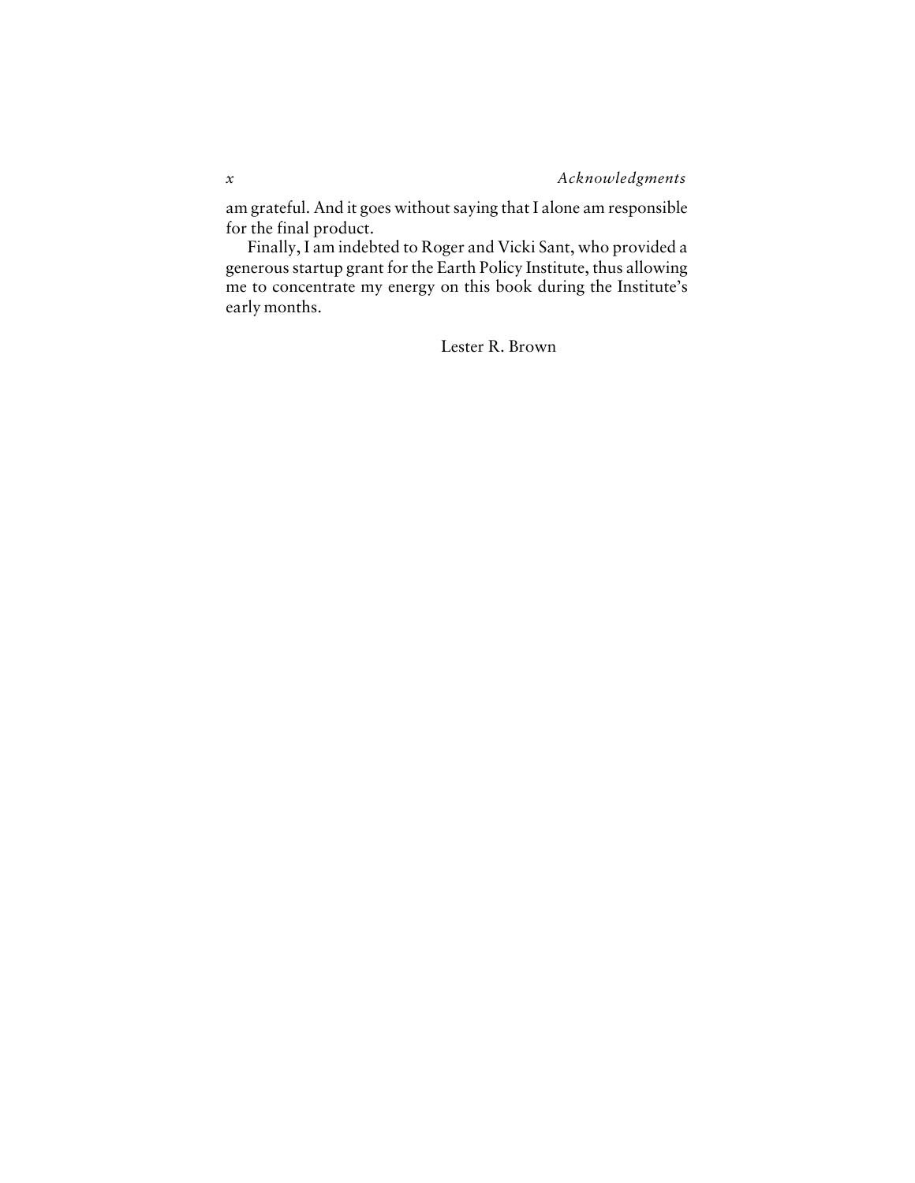am grateful. And it goes without saying that I alone am responsible for the final product.

Finally, I am indebted to Roger and Vicki Sant, who provided a generous startup grant for the Earth Policy Institute, thus allowing me to concentrate my energy on this book during the Institute's early months.

Lester R. Brown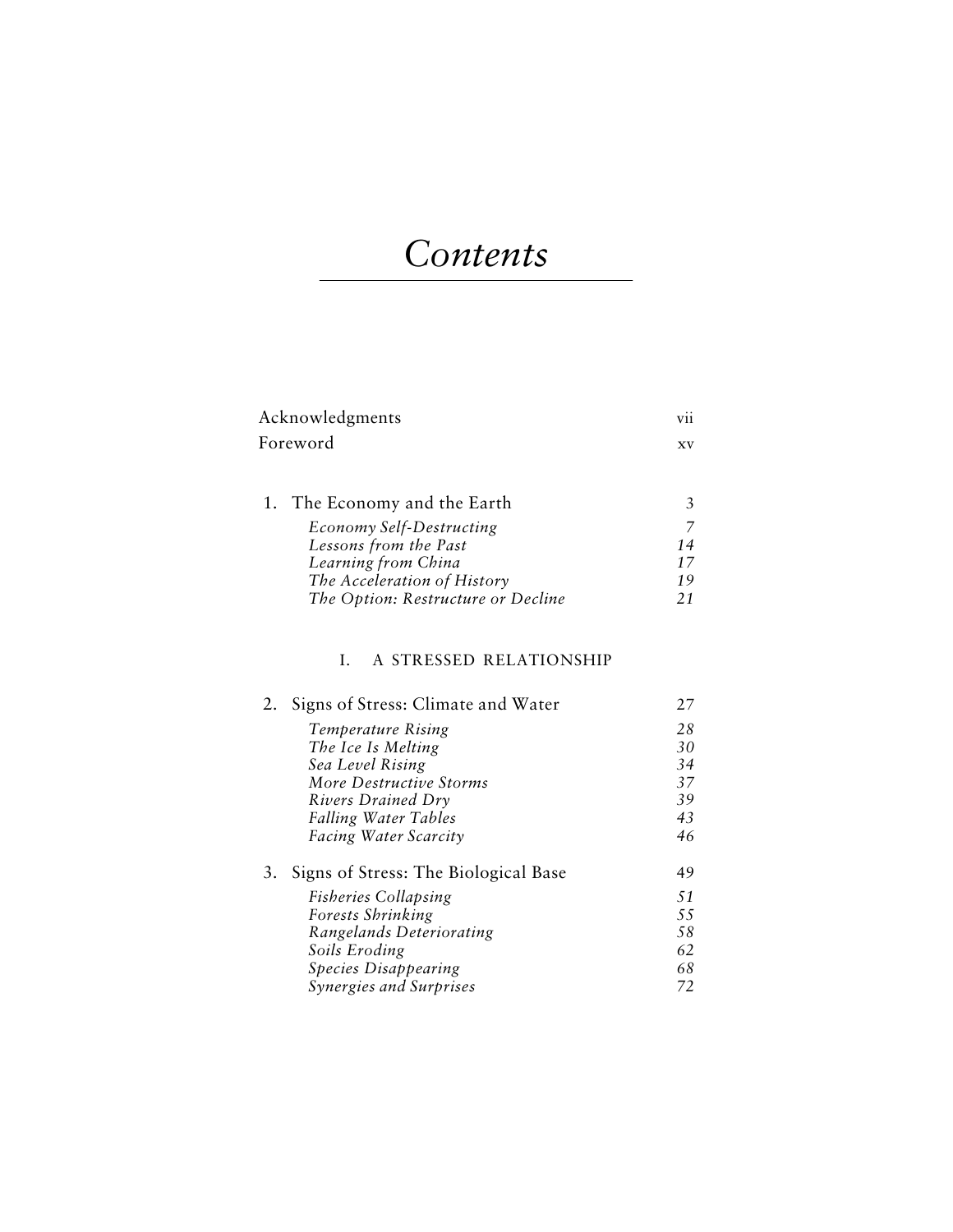# Contents

| | |
|---|---|
| Acknowledgments | vii |
| Foreword | xv |
| | |
| 1. The Economy and the Earth | 3 |
| *Economy Self-Destructing* | *7* |
| *Lessons from the Past* | *14* |
| *Learning from China* | *17* |
| *The Acceleration of History* | *19* |
| *The Option: Restructure or Decline* | *21* |

## I. A STRESSED RELATIONSHIP

| | |
|---|---|
| 2. Signs of Stress: Climate and Water | 27 |
| *Temperature Rising* | *28* |
| *The Ice Is Melting* | *30* |
| *Sea Level Rising* | *34* |
| *More Destructive Storms* | *37* |
| *Rivers Drained Dry* | *39* |
| *Falling Water Tables* | *43* |
| *Facing Water Scarcity* | *46* |
| | |
| 3. Signs of Stress: The Biological Base | 49 |
| *Fisheries Collapsing* | *51* |
| *Forests Shrinking* | *55* |
| *Rangelands Deteriorating* | *58* |
| *Soils Eroding* | *62* |
| *Species Disappearing* | *68* |
| *Synergies and Surprises* | *72* |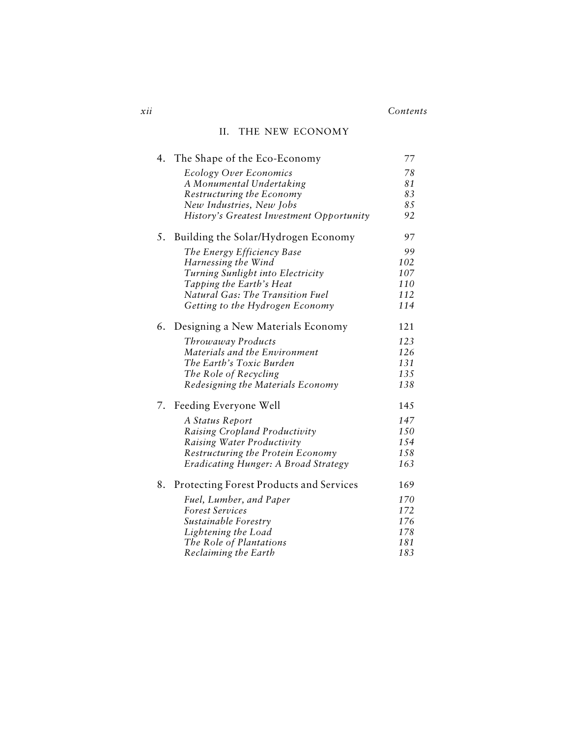## II. THE NEW ECONOMY

| | | |
|---|---|---|
| 4. | The Shape of the Eco-Economy | 77 |
| | *Ecology Over Economics* | *78* |
| | *A Monumental Undertaking* | *81* |
| | *Restructuring the Economy* | *83* |
| | *New Industries, New Jobs* | *85* |
| | *History's Greatest Investment Opportunity* | *92* |
| 5. | Building the Solar/Hydrogen Economy | 97 |
| | *The Energy Efficiency Base* | *99* |
| | *Harnessing the Wind* | *102* |
| | *Turning Sunlight into Electricity* | *107* |
| | *Tapping the Earth's Heat* | *110* |
| | *Natural Gas: The Transition Fuel* | *112* |
| | *Getting to the Hydrogen Economy* | *114* |
| 6. | Designing a New Materials Economy | 121 |
| | *Throwaway Products* | *123* |
| | *Materials and the Environment* | *126* |
| | *The Earth's Toxic Burden* | *131* |
| | *The Role of Recycling* | *135* |
| | *Redesigning the Materials Economy* | *138* |
| 7. | Feeding Everyone Well | 145 |
| | *A Status Report* | *147* |
| | *Raising Cropland Productivity* | *150* |
| | *Raising Water Productivity* | *154* |
| | *Restructuring the Protein Economy* | *158* |
| | *Eradicating Hunger: A Broad Strategy* | *163* |
| 8. | Protecting Forest Products and Services | 169 |
| | *Fuel, Lumber, and Paper* | *170* |
| | *Forest Services* | *172* |
| | *Sustainable Forestry* | *176* |
| | *Lightening the Load* | *178* |
| | *The Role of Plantations* | *181* |
| | *Reclaiming the Earth* | *183* |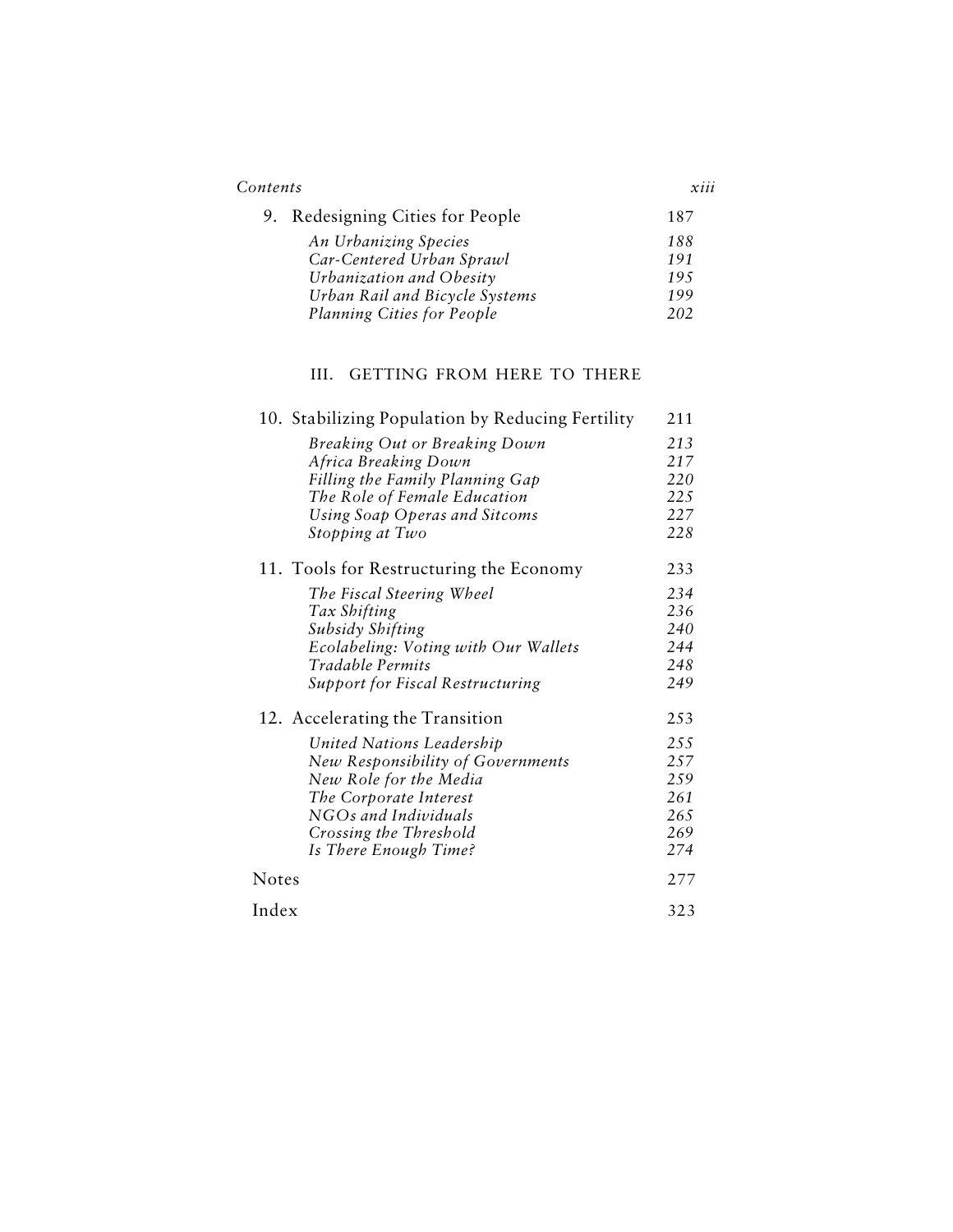9. Redesigning Cities for People 187

*An Urbanizing Species* 188
*Car-Centered Urban Sprawl* 191
*Urbanization and Obesity* 195
*Urban Rail and Bicycle Systems* 199
*Planning Cities for People* 202

## III. GETTING FROM HERE TO THERE

10. Stabilizing Population by Reducing Fertility 211

*Breaking Out or Breaking Down* 213
*Africa Breaking Down* 217
*Filling the Family Planning Gap* 220
*The Role of Female Education* 225
*Using Soap Operas and Sitcoms* 227
*Stopping at Two* 228

11. Tools for Restructuring the Economy 233

*The Fiscal Steering Wheel* 234
*Tax Shifting* 236
*Subsidy Shifting* 240
*Ecolabeling: Voting with Our Wallets* 244
*Tradable Permits* 248
*Support for Fiscal Restructuring* 249

12. Accelerating the Transition 253

*United Nations Leadership* 255
*New Responsibility of Governments* 257
*New Role for the Media* 259
*The Corporate Interest* 261
*NGOs and Individuals* 265
*Crossing the Threshold* 269
*Is There Enough Time?* 274

Notes 277

Index 323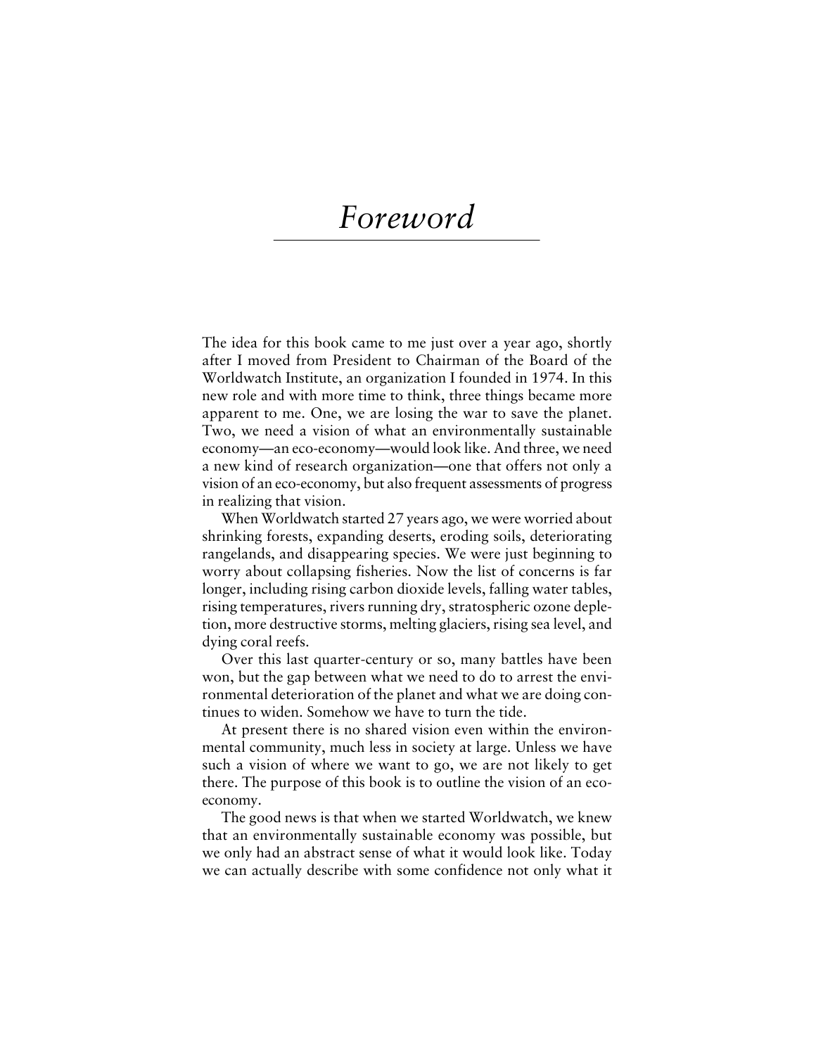# *Foreword*

The idea for this book came to me just over a year ago, shortly after I moved from President to Chairman of the Board of the Worldwatch Institute, an organization I founded in 1974. In this new role and with more time to think, three things became more apparent to me. One, we are losing the war to save the planet. Two, we need a vision of what an environmentally sustainable economy—an eco-economy—would look like. And three, we need a new kind of research organization—one that offers not only a vision of an eco-economy, but also frequent assessments of progress in realizing that vision.

When Worldwatch started 27 years ago, we were worried about shrinking forests, expanding deserts, eroding soils, deteriorating rangelands, and disappearing species. We were just beginning to worry about collapsing fisheries. Now the list of concerns is far longer, including rising carbon dioxide levels, falling water tables, rising temperatures, rivers running dry, stratospheric ozone depletion, more destructive storms, melting glaciers, rising sea level, and dying coral reefs.

Over this last quarter-century or so, many battles have been won, but the gap between what we need to do to arrest the environmental deterioration of the planet and what we are doing continues to widen. Somehow we have to turn the tide.

At present there is no shared vision even within the environmental community, much less in society at large. Unless we have such a vision of where we want to go, we are not likely to get there. The purpose of this book is to outline the vision of an eco-economy.

The good news is that when we started Worldwatch, we knew that an environmentally sustainable economy was possible, but we only had an abstract sense of what it would look like. Today we can actually describe with some confidence not only what it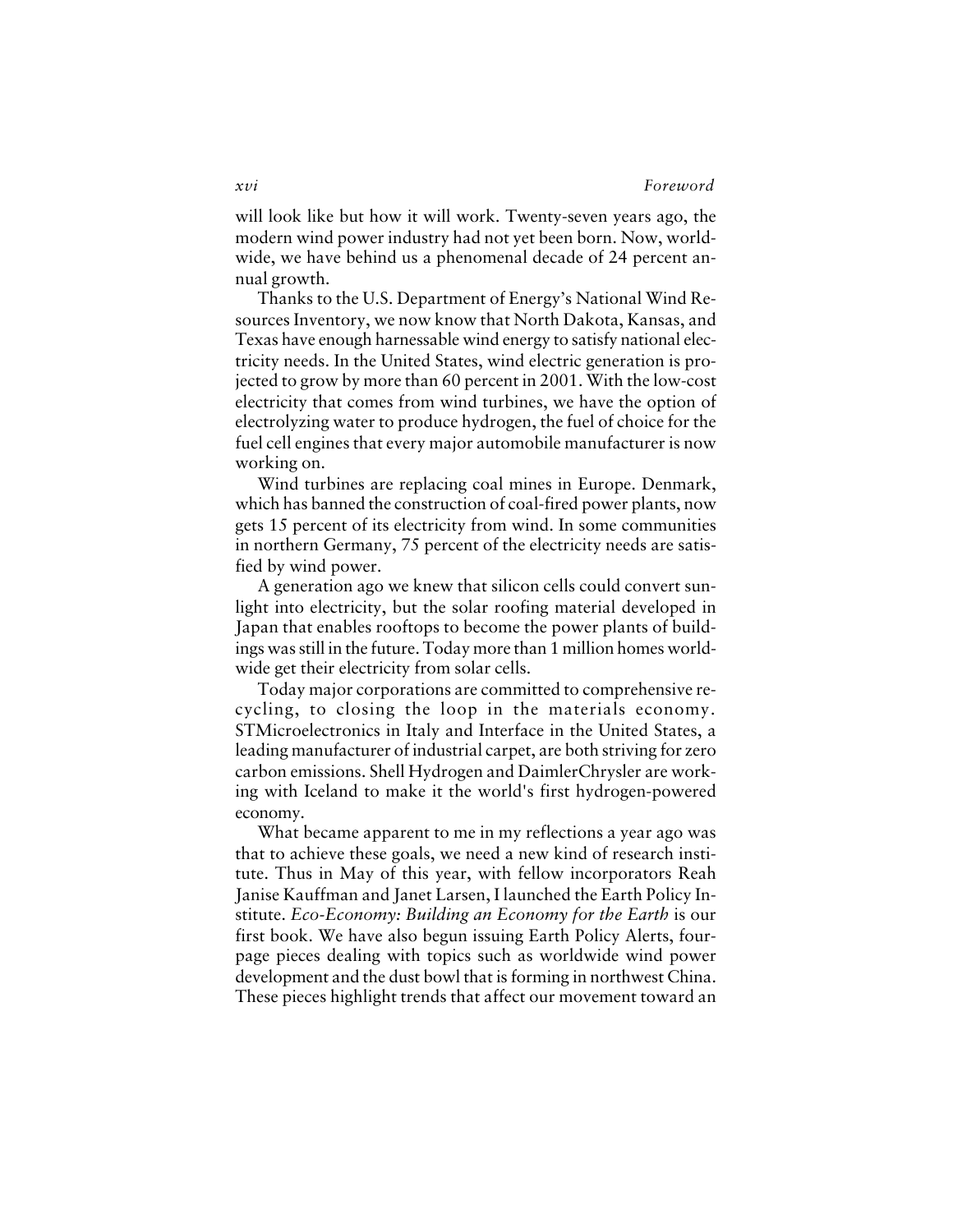will look like but how it will work. Twenty-seven years ago, the modern wind power industry had not yet been born. Now, worldwide, we have behind us a phenomenal decade of 24 percent annual growth.

Thanks to the U.S. Department of Energy's National Wind Resources Inventory, we now know that North Dakota, Kansas, and Texas have enough harnessable wind energy to satisfy national electricity needs. In the United States, wind electric generation is projected to grow by more than 60 percent in 2001. With the low-cost electricity that comes from wind turbines, we have the option of electrolyzing water to produce hydrogen, the fuel of choice for the fuel cell engines that every major automobile manufacturer is now working on.

Wind turbines are replacing coal mines in Europe. Denmark, which has banned the construction of coal-fired power plants, now gets 15 percent of its electricity from wind. In some communities in northern Germany, 75 percent of the electricity needs are satisfied by wind power.

A generation ago we knew that silicon cells could convert sunlight into electricity, but the solar roofing material developed in Japan that enables rooftops to become the power plants of buildings was still in the future. Today more than 1 million homes worldwide get their electricity from solar cells.

Today major corporations are committed to comprehensive recycling, to closing the loop in the materials economy. STMicroelectronics in Italy and Interface in the United States, a leading manufacturer of industrial carpet, are both striving for zero carbon emissions. Shell Hydrogen and DaimlerChrysler are working with Iceland to make it the world's first hydrogen-powered economy.

What became apparent to me in my reflections a year ago was that to achieve these goals, we need a new kind of research institute. Thus in May of this year, with fellow incorporators Reah Janise Kauffman and Janet Larsen, I launched the Earth Policy Institute. *Eco-Economy: Building an Economy for the Earth* is our first book. We have also begun issuing Earth Policy Alerts, four-page pieces dealing with topics such as worldwide wind power development and the dust bowl that is forming in northwest China. These pieces highlight trends that affect our movement toward an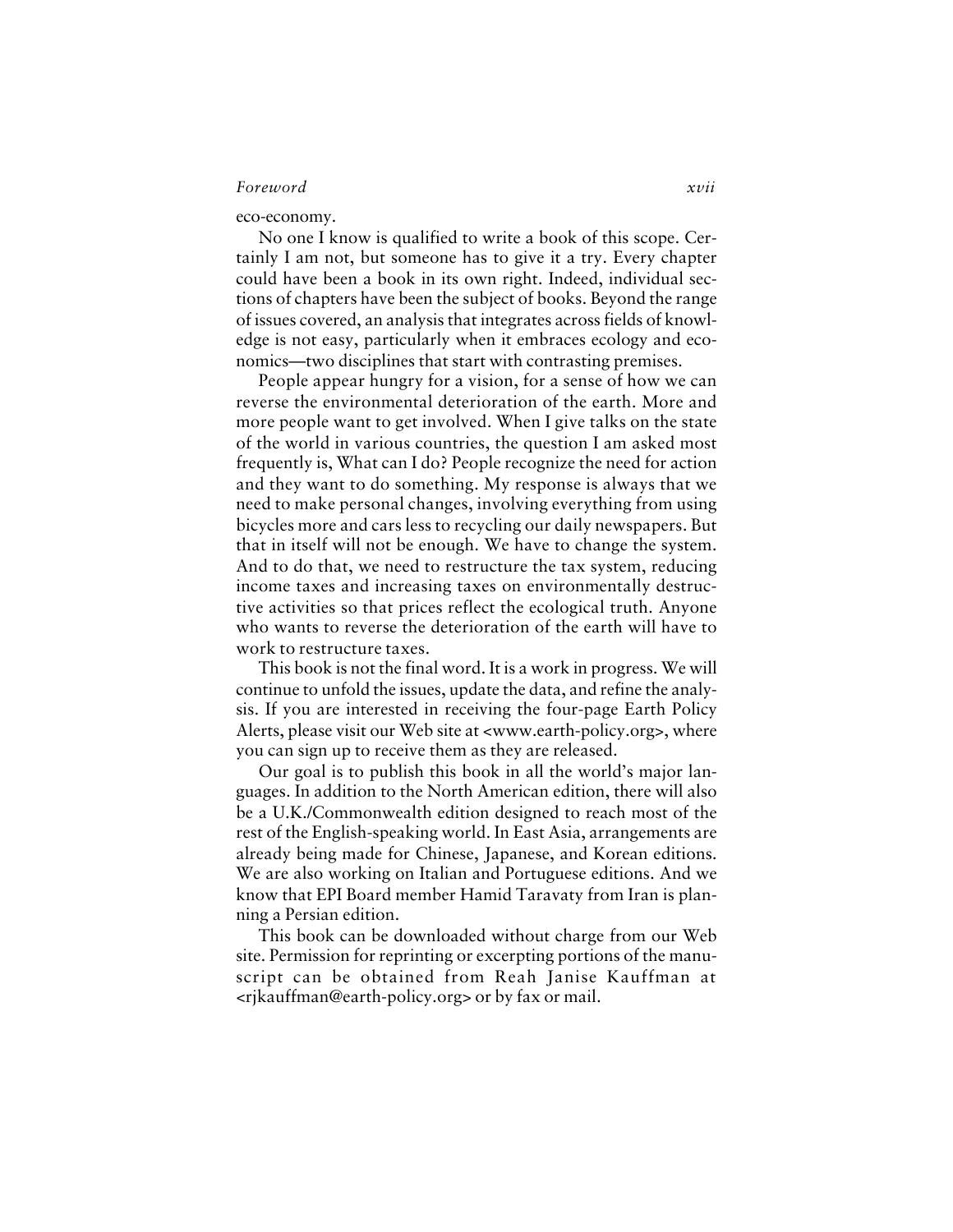eco-economy.

No one I know is qualified to write a book of this scope. Certainly I am not, but someone has to give it a try. Every chapter could have been a book in its own right. Indeed, individual sections of chapters have been the subject of books. Beyond the range of issues covered, an analysis that integrates across fields of knowledge is not easy, particularly when it embraces ecology and economics—two disciplines that start with contrasting premises.

People appear hungry for a vision, for a sense of how we can reverse the environmental deterioration of the earth. More and more people want to get involved. When I give talks on the state of the world in various countries, the question I am asked most frequently is, What can I do? People recognize the need for action and they want to do something. My response is always that we need to make personal changes, involving everything from using bicycles more and cars less to recycling our daily newspapers. But that in itself will not be enough. We have to change the system. And to do that, we need to restructure the tax system, reducing income taxes and increasing taxes on environmentally destructive activities so that prices reflect the ecological truth. Anyone who wants to reverse the deterioration of the earth will have to work to restructure taxes.

This book is not the final word. It is a work in progress. We will continue to unfold the issues, update the data, and refine the analysis. If you are interested in receiving the four-page Earth Policy Alerts, please visit our Web site at <www.earth-policy.org>, where you can sign up to receive them as they are released.

Our goal is to publish this book in all the world's major languages. In addition to the North American edition, there will also be a U.K./Commonwealth edition designed to reach most of the rest of the English-speaking world. In East Asia, arrangements are already being made for Chinese, Japanese, and Korean editions. We are also working on Italian and Portuguese editions. And we know that EPI Board member Hamid Taravaty from Iran is planning a Persian edition.

This book can be downloaded without charge from our Web site. Permission for reprinting or excerpting portions of the manuscript can be obtained from Reah Janise Kauffman at <rjkauffman@earth-policy.org> or by fax or mail.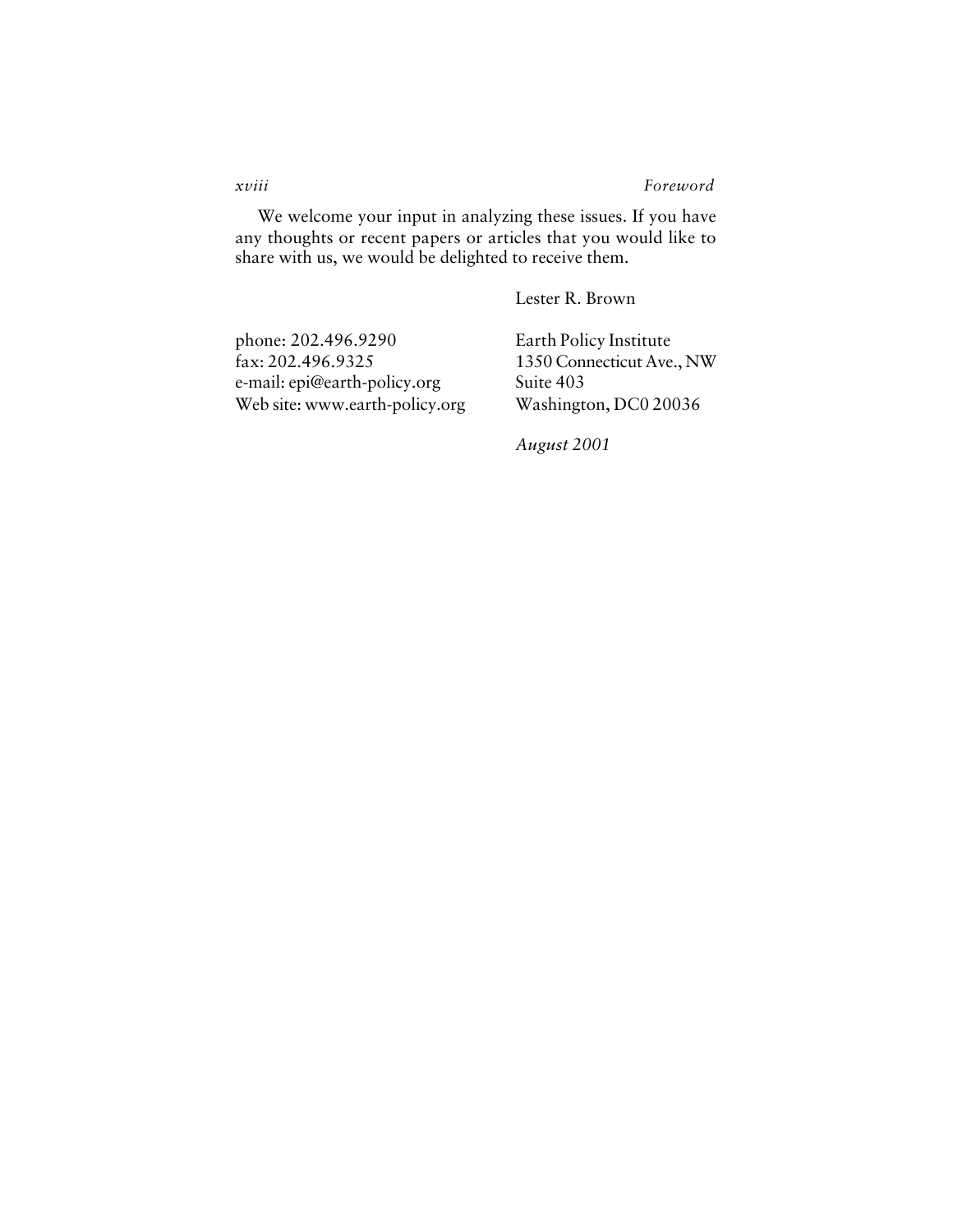We welcome your input in analyzing these issues. If you have any thoughts or recent papers or articles that you would like to share with us, we would be delighted to receive them.

Lester R. Brown

phone: 202.496.9290
fax: 202.496.9325
e-mail: epi@earth-policy.org
Web site: www.earth-policy.org

Earth Policy Institute
1350 Connecticut Ave., NW
Suite 403
Washington, DC0 20036

*August 2001*